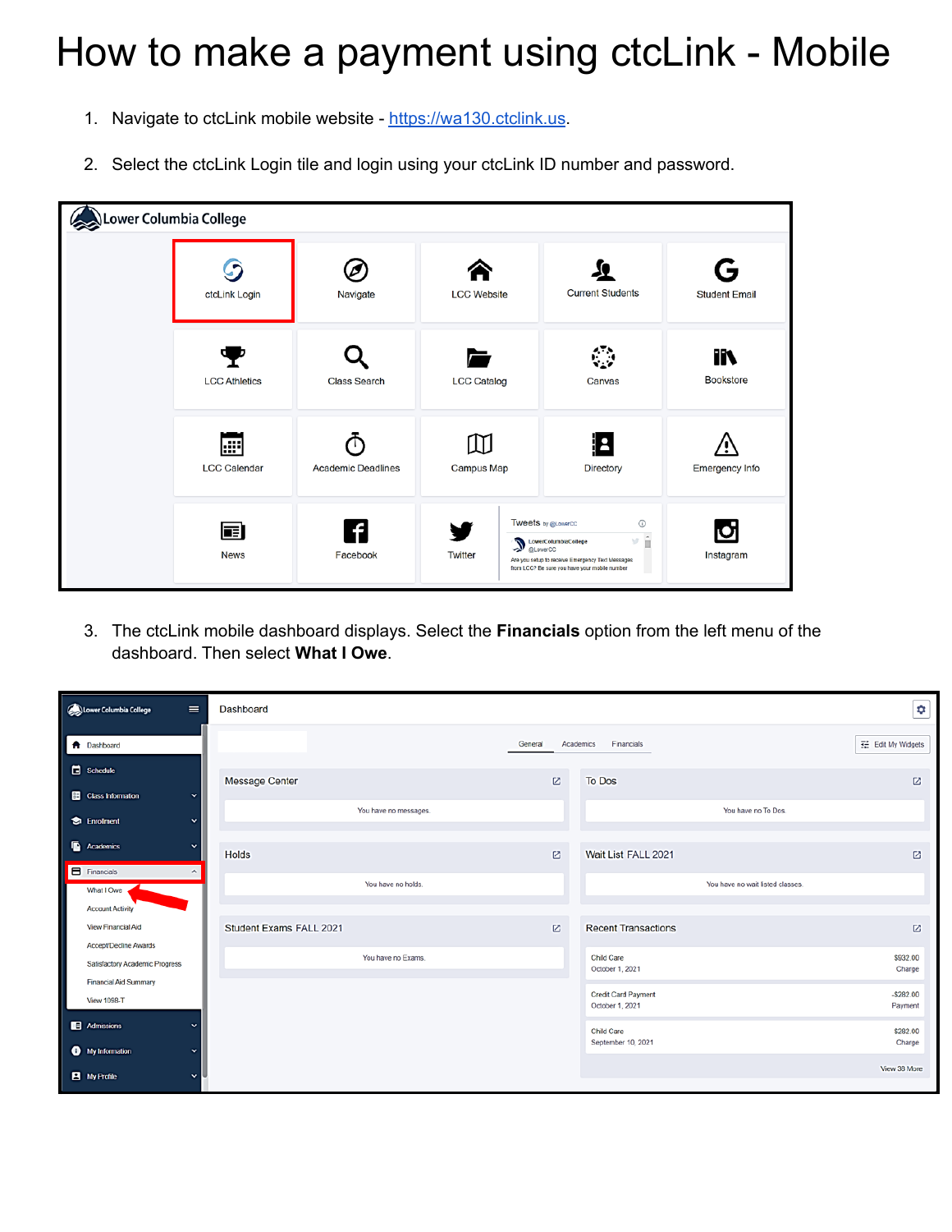# How to make a payment using ctcLink - Mobile

1. Navigate to ctcLink mobile website - https://wa130.ctclink.us.

2. Select the ctcLink Login tile and login using your ctcLink ID number and password.

3. The ctcLink mobile dashboard displays. Select the **Financials** option from the left menu of the dashboard. Then select **What I Owe**.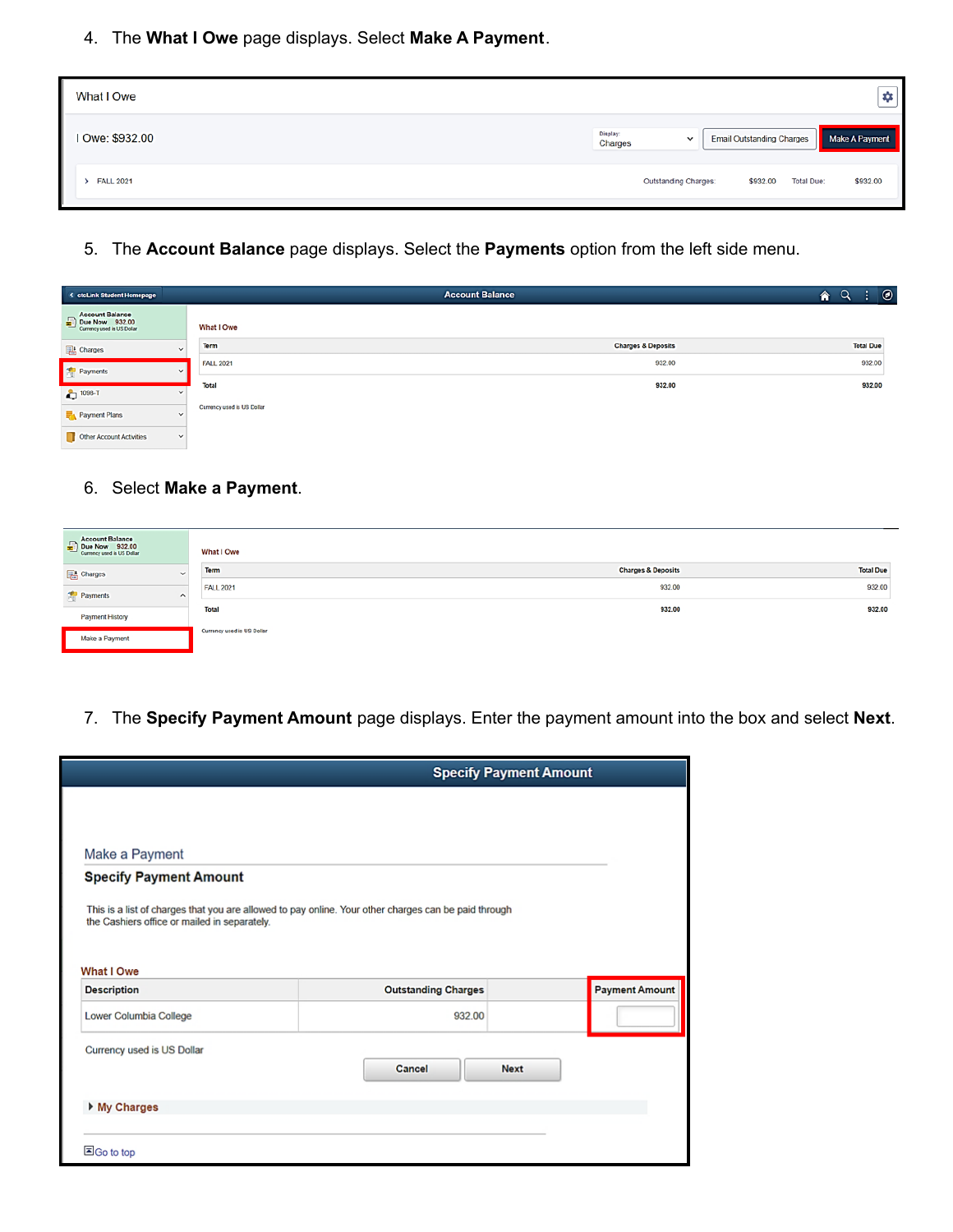4. The **What I Owe** page displays. Select **Make A Payment**.

What I Owe

I Owe: $932.00

Display: Charges | Email Outstanding Charges | Make A Payment

FALL 2021 — Outstanding Charges: $932.00 — Total Due: $932.00

5. The **Account Balance** page displays. Select the **Payments** option from the left side menu.

ctcLink Student Homepage — Account Balance

Account Balance
Due Now 932.00
Currency used is US Dollar

- Charges
- Payments
- 1098-T
- Payment Plans
- Other Account Activities

What I Owe

| Term | Charges & Deposits | Total Due |
|---|---|---|
| FALL 2021 | 932.00 | 932.00 |
| Total | 932.00 | 932.00 |

Currency used is US Dollar

6. Select **Make a Payment**.

Account Balance
Due Now 932.00
Currency used is US Dollar

- Charges
- Payments
  - Payment History
  - Make a Payment

What I Owe

| Term | Charges & Deposits | Total Due |
|---|---|---|
| FALL 2021 | 932.00 | 932.00 |
| Total | 932.00 | 932.00 |

Currency used is US Dollar

7. The **Specify Payment Amount** page displays. Enter the payment amount into the box and select **Next**.

Specify Payment Amount

Make a Payment

**Specify Payment Amount**

This is a list of charges that you are allowed to pay online. Your other charges can be paid through the Cashiers office or mailed in separately.

What I Owe

| Description | Outstanding Charges | Payment Amount |
|---|---|---|
| Lower Columbia College | 932.00 | |

Currency used is US Dollar

Cancel | Next

My Charges

Go to top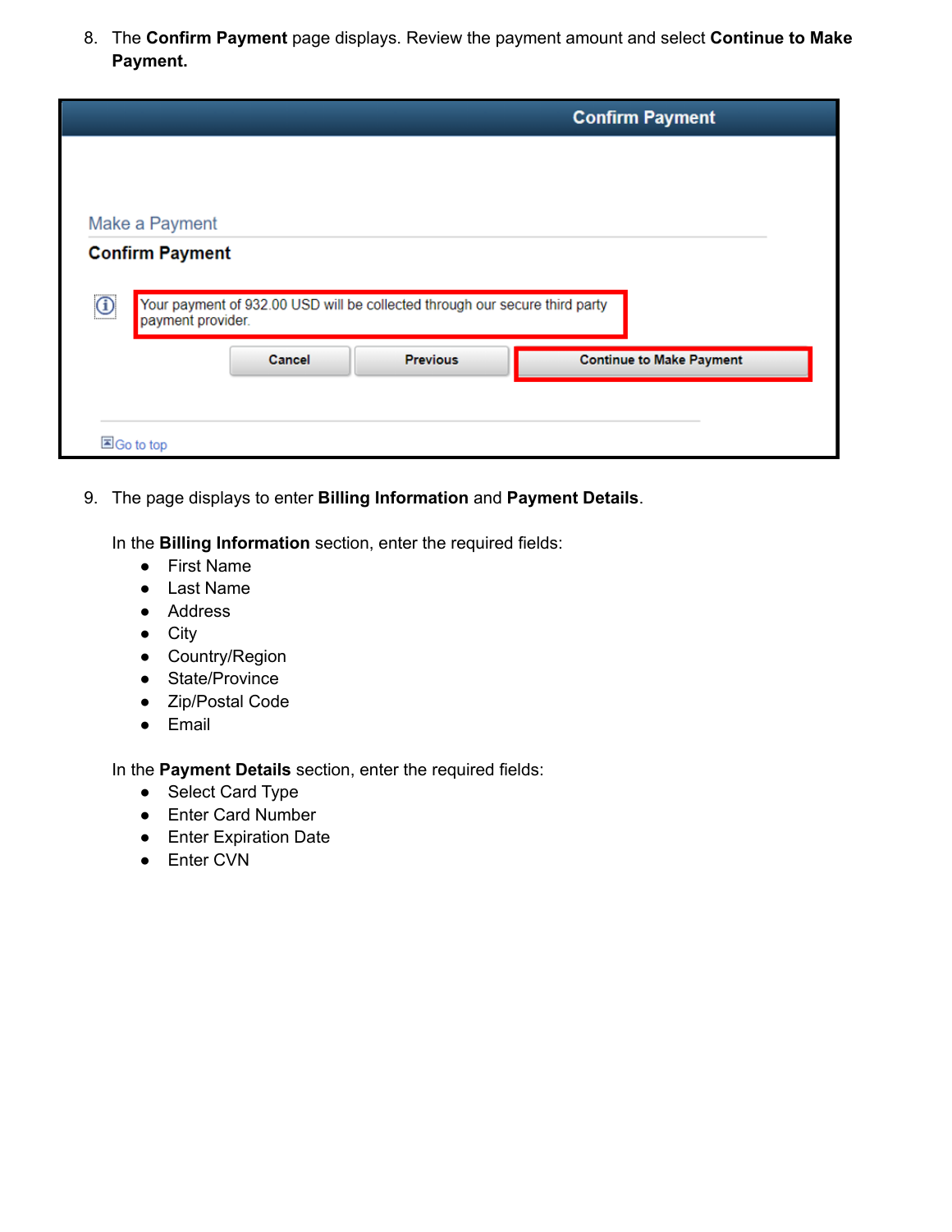8. The **Confirm Payment** page displays. Review the payment amount and select **Continue to Make Payment.**

Confirm Payment

Make a Payment

**Confirm Payment**

Your payment of 932.00 USD will be collected through our secure third party payment provider.

Cancel | Previous | Continue to Make Payment

Go to top

9. The page displays to enter **Billing Information** and **Payment Details**.

   In the **Billing Information** section, enter the required fields:
   - First Name
   - Last Name
   - Address
   - City
   - Country/Region
   - State/Province
   - Zip/Postal Code
   - Email

   In the **Payment Details** section, enter the required fields:
   - Select Card Type
   - Enter Card Number
   - Enter Expiration Date
   - Enter CVN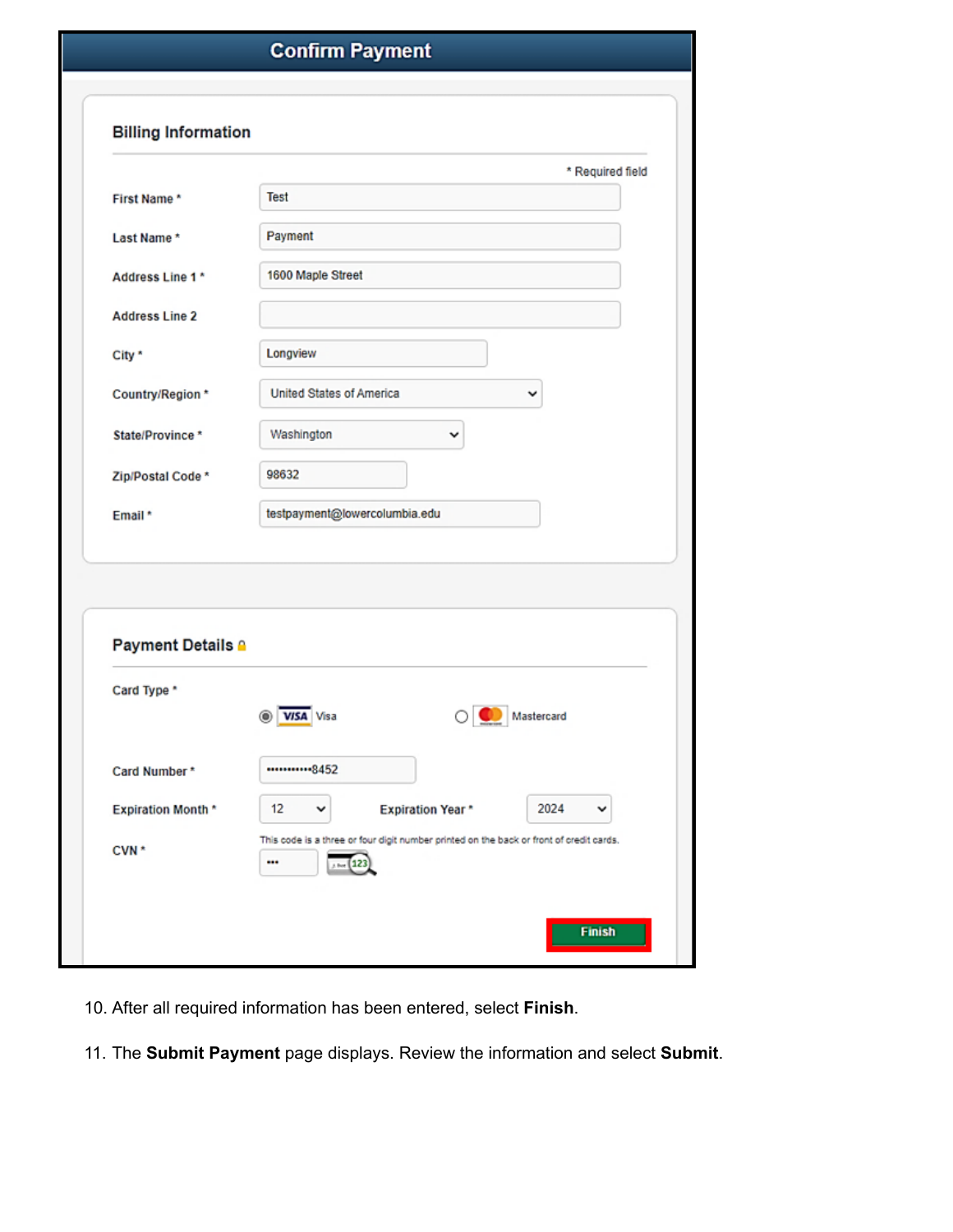## Confirm Payment

### Billing Information

\* Required field

| Field | Value |
| --- | --- |
| First Name * | Test |
| Last Name * | Payment |
| Address Line 1 * | 1600 Maple Street |
| Address Line 2 | |
| City * | Longview |
| Country/Region * | United States of America |
| State/Province * | Washington |
| Zip/Postal Code * | 98632 |
| Email * | testpayment@lowercolumbia.edu |

### Payment Details

Card Type *

- (●) Visa
- ( ) Mastercard

Card Number * ••••••••••••8452

Expiration Month * 12 Expiration Year * 2024

CVN * •••

This code is a three or four digit number printed on the back or front of credit cards.

**Finish**

10. After all required information has been entered, select **Finish**.

11. The **Submit Payment** page displays. Review the information and select **Submit**.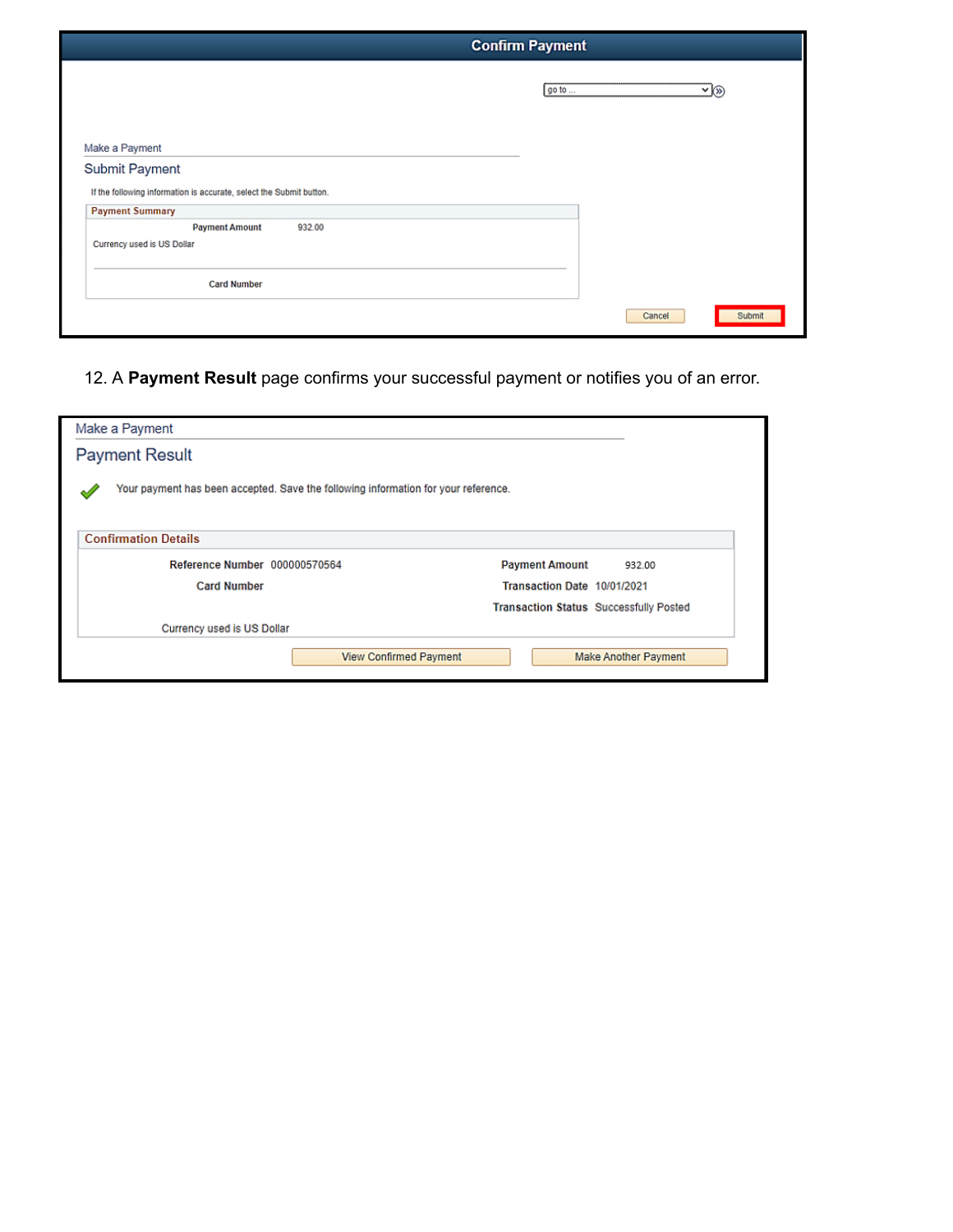**Confirm Payment**

go to ...

Make a Payment

Submit Payment

If the following information is accurate, select the Submit button.

**Payment Summary**

**Payment Amount** 932.00

Currency used is US Dollar

**Card Number**

Cancel | Submit

12. A **Payment Result** page confirms your successful payment or notifies you of an error.

Make a Payment

Payment Result

Your payment has been accepted. Save the following information for your reference.

**Confirmation Details**

**Reference Number** 000000570564

**Card Number**

**Payment Amount** 932.00

**Transaction Date** 10/01/2021

**Transaction Status** Successfully Posted

Currency used is US Dollar

View Confirmed Payment | Make Another Payment